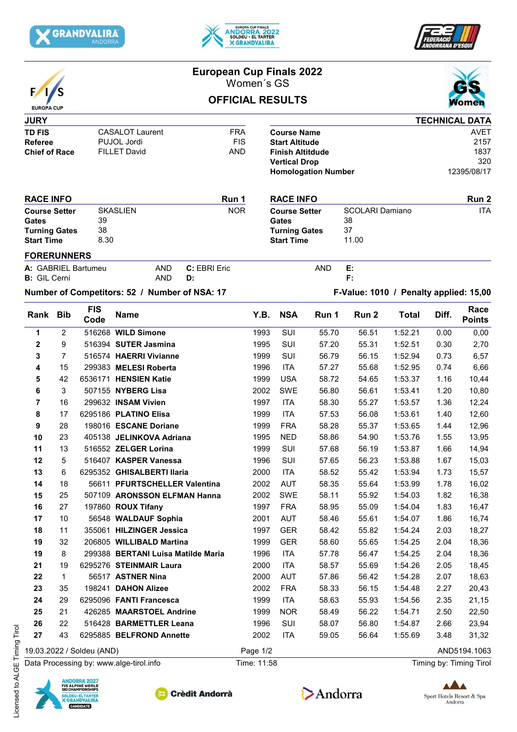# European Cup Finals 2022

## Women´s GS

## OFFICIAL RESULTS

| JURY | | |
|---|---|---|
| **TD FIS** | CASALOT Laurent | FRA |
| **Referee** | PUJOL Jordi | FIS |
| **Chief of Race** | FILLET David | AND |

| TECHNICAL DATA | |
|---|---|
| **Course Name** | AVET |
| **Start Altitude** | 2157 |
| **Finish Altitude** | 1837 |
| **Vertical Drop** | 320 |
| **Homologation Number** | 12395/08/17 |

| RACE INFO | | Run 1 |
|---|---|---|
| **Course Setter** | SKASLIEN | NOR |
| **Gates** | 39 | |
| **Turning Gates** | 38 | |
| **Start Time** | 8.30 | |

| RACE INFO | | Run 2 |
|---|---|---|
| **Course Setter** | SCOLARI Damiano | ITA |
| **Gates** | 38 | |
| **Turning Gates** | 37 | |
| **Start Time** | 11.00 | |

**FORERUNNERS**

**A:** GABRIEL Bartumeu AND
**B:** GIL Cerni AND
**C:** EBRI Eric AND
**D:**
**E:**
**F:**

**Number of Competitors: 52 / Number of NSA: 17**

**F-Value: 1010 / Penalty applied: 15,00**

| Rank | Bib | FIS Code | Name | Y.B. | NSA | Run 1 | Run 2 | Total | Diff. | Race Points |
|---|---|---|---|---|---|---|---|---|---|---|
| 1 | 2 | 516268 | **WILD Simone** | 1993 | SUI | 55.70 | 56.51 | 1:52.21 | 0.00 | 0,00 |
| 2 | 9 | 516394 | **SUTER Jasmina** | 1995 | SUI | 57.20 | 55.31 | 1:52.51 | 0.30 | 2,70 |
| 3 | 7 | 516574 | **HAERRI Vivianne** | 1999 | SUI | 56.79 | 56.15 | 1:52.94 | 0.73 | 6,57 |
| 4 | 15 | 299383 | **MELESI Roberta** | 1996 | ITA | 57.27 | 55.68 | 1:52.95 | 0.74 | 6,66 |
| 5 | 42 | 6536171 | **HENSIEN Katie** | 1999 | USA | 58.72 | 54.65 | 1:53.37 | 1.16 | 10,44 |
| 6 | 3 | 507155 | **NYBERG Lisa** | 2002 | SWE | 56.80 | 56.61 | 1:53.41 | 1.20 | 10,80 |
| 7 | 16 | 299632 | **INSAM Vivien** | 1997 | ITA | 58.30 | 55.27 | 1:53.57 | 1.36 | 12,24 |
| 8 | 17 | 6295186 | **PLATINO Elisa** | 1999 | ITA | 57.53 | 56.08 | 1:53.61 | 1.40 | 12,60 |
| 9 | 28 | 198016 | **ESCANE Doriane** | 1999 | FRA | 58.28 | 55.37 | 1:53.65 | 1.44 | 12,96 |
| 10 | 23 | 405138 | **JELINKOVA Adriana** | 1995 | NED | 58.86 | 54.90 | 1:53.76 | 1.55 | 13,95 |
| 11 | 13 | 516552 | **ZELGER Lorina** | 1999 | SUI | 57.68 | 56.19 | 1:53.87 | 1.66 | 14,94 |
| 12 | 5 | 516407 | **KASPER Vanessa** | 1996 | SUI | 57.65 | 56.23 | 1:53.88 | 1.67 | 15,03 |
| 13 | 6 | 6295352 | **GHISALBERTI Ilaria** | 2000 | ITA | 58.52 | 55.42 | 1:53.94 | 1.73 | 15,57 |
| 14 | 18 | 56611 | **PFURTSCHELLER Valentina** | 2002 | AUT | 58.35 | 55.64 | 1:53.99 | 1.78 | 16,02 |
| 15 | 25 | 507109 | **ARONSSON ELFMAN Hanna** | 2002 | SWE | 58.11 | 55.92 | 1:54.03 | 1.82 | 16,38 |
| 16 | 27 | 197860 | **ROUX Tifany** | 1997 | FRA | 58.95 | 55.09 | 1:54.04 | 1.83 | 16,47 |
| 17 | 10 | 56548 | **WALDAUF Sophia** | 2001 | AUT | 58.46 | 55.61 | 1:54.07 | 1.86 | 16,74 |
| 18 | 11 | 355061 | **HILZINGER Jessica** | 1997 | GER | 58.42 | 55.82 | 1:54.24 | 2.03 | 18,27 |
| 19 | 32 | 206805 | **WILLIBALD Martina** | 1999 | GER | 58.60 | 55.65 | 1:54.25 | 2.04 | 18,36 |
| 19 | 8 | 299388 | **BERTANI Luisa Matilde Maria** | 1996 | ITA | 57.78 | 56.47 | 1:54.25 | 2.04 | 18,36 |
| 21 | 19 | 6295276 | **STEINMAIR Laura** | 2000 | ITA | 58.57 | 55.69 | 1:54.26 | 2.05 | 18,45 |
| 22 | 1 | 56517 | **ASTNER Nina** | 2000 | AUT | 57.86 | 56.42 | 1:54.28 | 2.07 | 18,63 |
| 23 | 35 | 198241 | **DAHON Alizee** | 2002 | FRA | 58.33 | 56.15 | 1:54.48 | 2.27 | 20,43 |
| 24 | 29 | 6295096 | **FANTI Francesca** | 1999 | ITA | 58.63 | 55.93 | 1:54.56 | 2.35 | 21,15 |
| 25 | 21 | 426285 | **MAARSTOEL Andrine** | 1999 | NOR | 58.49 | 56.22 | 1:54.71 | 2.50 | 22,50 |
| 26 | 22 | 516428 | **BARMETTLER Leana** | 1996 | SUI | 58.07 | 56.80 | 1:54.87 | 2.66 | 23,94 |
| 27 | 43 | 6295885 | **BELFROND Annette** | 2002 | ITA | 59.05 | 56.64 | 1:55.69 | 3.48 | 31,32 |

19.03.2022 / Soldeu (AND) AND5194.1063

Data Processing by: www.alge-tirol.info Time: 11:58 Timing by: Timing Tirol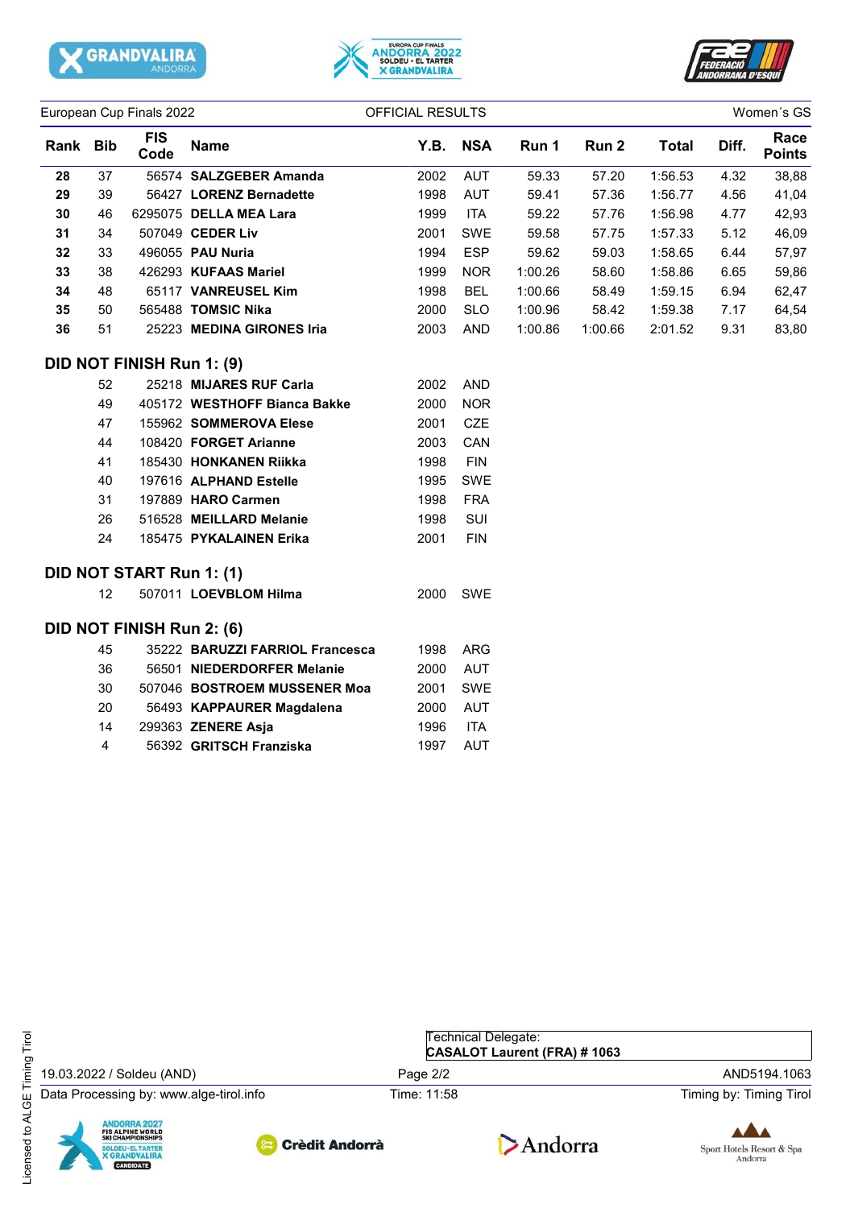European Cup Finals 2022 — OFFICIAL RESULTS — Women´s GS

| Rank | Bib | FIS Code | Name | Y.B. | NSA | Run 1 | Run 2 | Total | Diff. | Race Points |
|---|---|---|---|---|---|---|---|---|---|---|
| 28 | 37 | 56574 | **SALZGEBER Amanda** | 2002 | AUT | 59.33 | 57.20 | 1:56.53 | 4.32 | 38,88 |
| 29 | 39 | 56427 | **LORENZ Bernadette** | 1998 | AUT | 59.41 | 57.36 | 1:56.77 | 4.56 | 41,04 |
| 30 | 46 | 6295075 | **DELLA MEA Lara** | 1999 | ITA | 59.22 | 57.76 | 1:56.98 | 4.77 | 42,93 |
| 31 | 34 | 507049 | **CEDER Liv** | 2001 | SWE | 59.58 | 57.75 | 1:57.33 | 5.12 | 46,09 |
| 32 | 33 | 496055 | **PAU Nuria** | 1994 | ESP | 59.62 | 59.03 | 1:58.65 | 6.44 | 57,97 |
| 33 | 38 | 426293 | **KUFAAS Mariel** | 1999 | NOR | 1:00.26 | 58.60 | 1:58.86 | 6.65 | 59,86 |
| 34 | 48 | 65117 | **VANREUSEL Kim** | 1998 | BEL | 1:00.66 | 58.49 | 1:59.15 | 6.94 | 62,47 |
| 35 | 50 | 565488 | **TOMSIC Nika** | 2000 | SLO | 1:00.96 | 58.42 | 1:59.38 | 7.17 | 64,54 |
| 36 | 51 | 25223 | **MEDINA GIRONES Iria** | 2003 | AND | 1:00.86 | 1:00.66 | 2:01.52 | 9.31 | 83,80 |

## DID NOT FINISH Run 1: (9)

| Bib | FIS Code | Name | Y.B. | NSA |
|---|---|---|---|---|
| 52 | 25218 | **MIJARES RUF Carla** | 2002 | AND |
| 49 | 405172 | **WESTHOFF Bianca Bakke** | 2000 | NOR |
| 47 | 155962 | **SOMMEROVA Elese** | 2001 | CZE |
| 44 | 108420 | **FORGET Arianne** | 2003 | CAN |
| 41 | 185430 | **HONKANEN Riikka** | 1998 | FIN |
| 40 | 197616 | **ALPHAND Estelle** | 1995 | SWE |
| 31 | 197889 | **HARO Carmen** | 1998 | FRA |
| 26 | 516528 | **MEILLARD Melanie** | 1998 | SUI |
| 24 | 185475 | **PYKALAINEN Erika** | 2001 | FIN |

## DID NOT START Run 1: (1)

| Bib | FIS Code | Name | Y.B. | NSA |
|---|---|---|---|---|
| 12 | 507011 | **LOEVBLOM Hilma** | 2000 | SWE |

## DID NOT FINISH Run 2: (6)

| Bib | FIS Code | Name | Y.B. | NSA |
|---|---|---|---|---|
| 45 | 35222 | **BARUZZI FARRIOL Francesca** | 1998 | ARG |
| 36 | 56501 | **NIEDERDORFER Melanie** | 2000 | AUT |
| 30 | 507046 | **BOSTROEM MUSSENER Moa** | 2001 | SWE |
| 20 | 56493 | **KAPPAURER Magdalena** | 2000 | AUT |
| 14 | 299363 | **ZENERE Asja** | 1996 | ITA |
| 4 | 56392 | **GRITSCH Franziska** | 1997 | AUT |

Technical Delegate:
**CASALOT Laurent (FRA) # 1063**

19.03.2022 / Soldeu (AND) — AND5194.1063

Data Processing by: www.alge-tirol.info — Time: 11:58 — Timing by: Timing Tirol